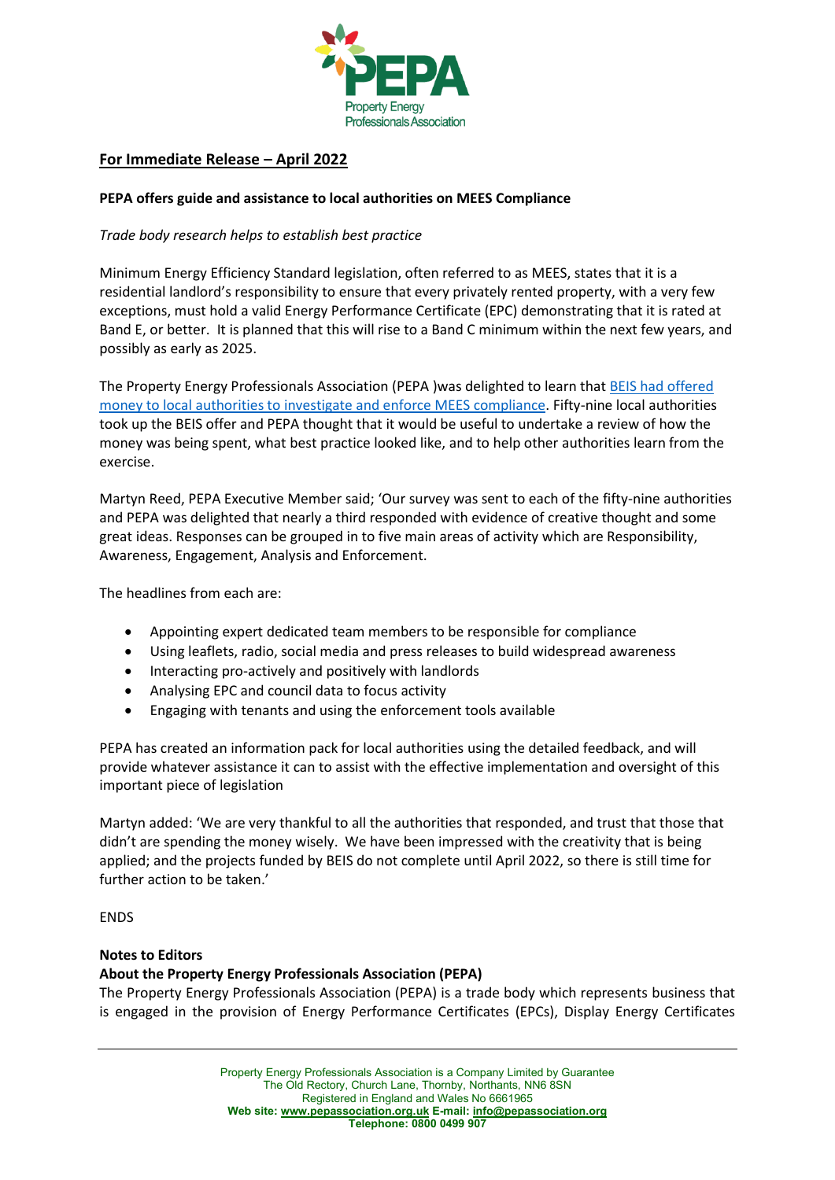**For Immediate Release – April 2022**

**PEPA offers guide and assistance to local authorities on MEES Compliance**

*Trade body research helps to establish best practice*

Minimum Energy Efficiency Standard legislation, often referred to as MEES, states that it is a residential landlord's responsibility to ensure that every privately rented property, with a very few exceptions, must hold a valid Energy Performance Certificate (EPC) demonstrating that it is rated at Band E, or better. It is planned that this will rise to a Band C minimum within the next few years, and possibly as early as 2025.

The Property Energy Professionals Association (PEPA )was delighted to learn that BEIS had offered money to local authorities to investigate and enforce MEES compliance. Fifty-nine local authorities took up the BEIS offer and PEPA thought that it would be useful to undertake a review of how the money was being spent, what best practice looked like, and to help other authorities learn from the exercise.

Martyn Reed, PEPA Executive Member said; 'Our survey was sent to each of the fifty-nine authorities and PEPA was delighted that nearly a third responded with evidence of creative thought and some great ideas. Responses can be grouped in to five main areas of activity which are Responsibility, Awareness, Engagement, Analysis and Enforcement.

The headlines from each are:

- Appointing expert dedicated team members to be responsible for compliance
- Using leaflets, radio, social media and press releases to build widespread awareness
- Interacting pro-actively and positively with landlords
- Analysing EPC and council data to focus activity
- Engaging with tenants and using the enforcement tools available

PEPA has created an information pack for local authorities using the detailed feedback, and will provide whatever assistance it can to assist with the effective implementation and oversight of this important piece of legislation

Martyn added: 'We are very thankful to all the authorities that responded, and trust that those that didn't are spending the money wisely. We have been impressed with the creativity that is being applied; and the projects funded by BEIS do not complete until April 2022, so there is still time for further action to be taken.'

ENDS

**Notes to Editors**

**About the Property Energy Professionals Association (PEPA)**

The Property Energy Professionals Association (PEPA) is a trade body which represents business that is engaged in the provision of Energy Performance Certificates (EPCs), Display Energy Certificates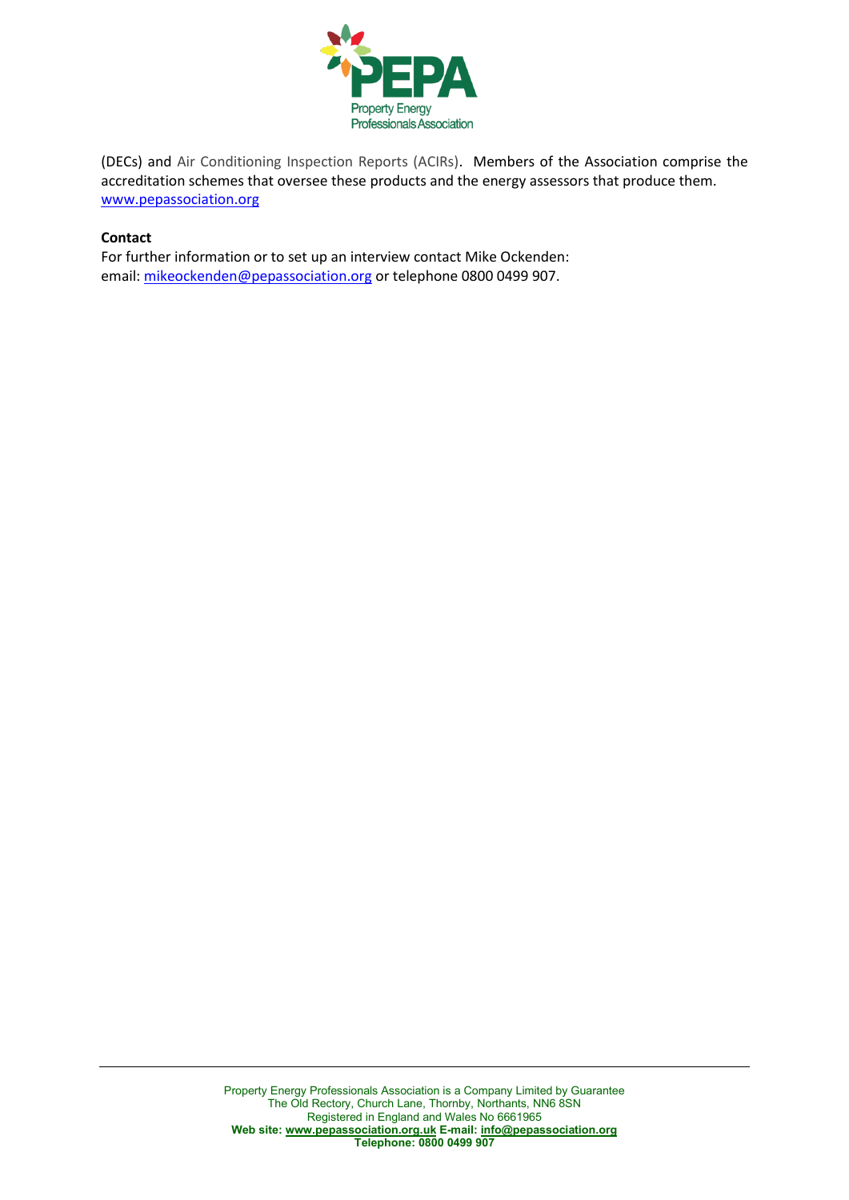(DECs) and Air Conditioning Inspection Reports (ACIRs). Members of the Association comprise the accreditation schemes that oversee these products and the energy assessors that produce them.
www.pepassociation.org

**Contact**

For further information or to set up an interview contact Mike Ockenden:
email: mikeockenden@pepassociation.org or telephone 0800 0499 907.